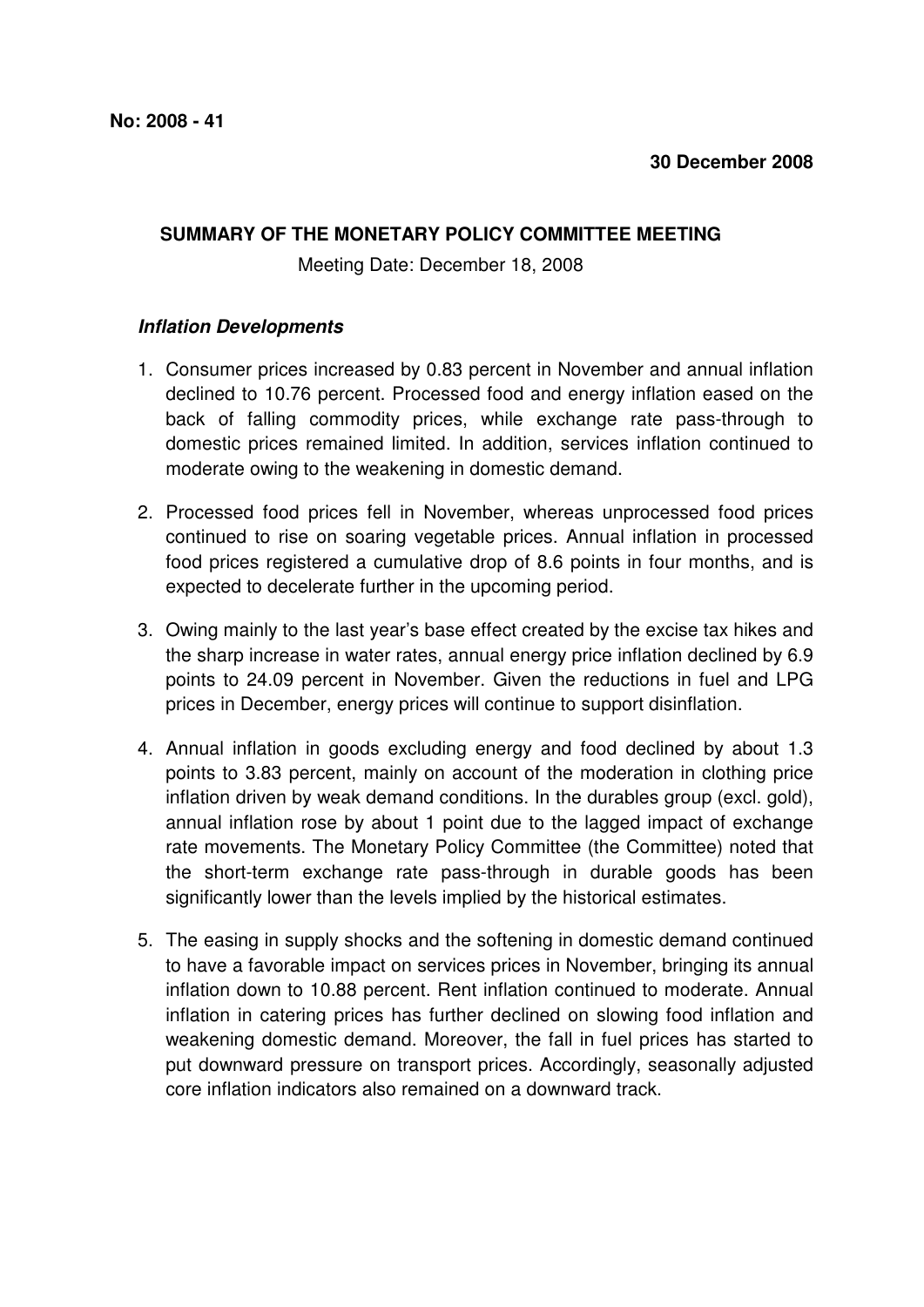**No: 2008 - 41**

**30 December 2008**

**SUMMARY OF THE MONETARY POLICY COMMITTEE MEETING**

Meeting Date: December 18, 2008

***Inflation Developments***

1. Consumer prices increased by 0.83 percent in November and annual inflation declined to 10.76 percent. Processed food and energy inflation eased on the back of falling commodity prices, while exchange rate pass-through to domestic prices remained limited. In addition, services inflation continued to moderate owing to the weakening in domestic demand.

2. Processed food prices fell in November, whereas unprocessed food prices continued to rise on soaring vegetable prices. Annual inflation in processed food prices registered a cumulative drop of 8.6 points in four months, and is expected to decelerate further in the upcoming period.

3. Owing mainly to the last year's base effect created by the excise tax hikes and the sharp increase in water rates, annual energy price inflation declined by 6.9 points to 24.09 percent in November. Given the reductions in fuel and LPG prices in December, energy prices will continue to support disinflation.

4. Annual inflation in goods excluding energy and food declined by about 1.3 points to 3.83 percent, mainly on account of the moderation in clothing price inflation driven by weak demand conditions. In the durables group (excl. gold), annual inflation rose by about 1 point due to the lagged impact of exchange rate movements. The Monetary Policy Committee (the Committee) noted that the short-term exchange rate pass-through in durable goods has been significantly lower than the levels implied by the historical estimates.

5. The easing in supply shocks and the softening in domestic demand continued to have a favorable impact on services prices in November, bringing its annual inflation down to 10.88 percent. Rent inflation continued to moderate. Annual inflation in catering prices has further declined on slowing food inflation and weakening domestic demand. Moreover, the fall in fuel prices has started to put downward pressure on transport prices. Accordingly, seasonally adjusted core inflation indicators also remained on a downward track.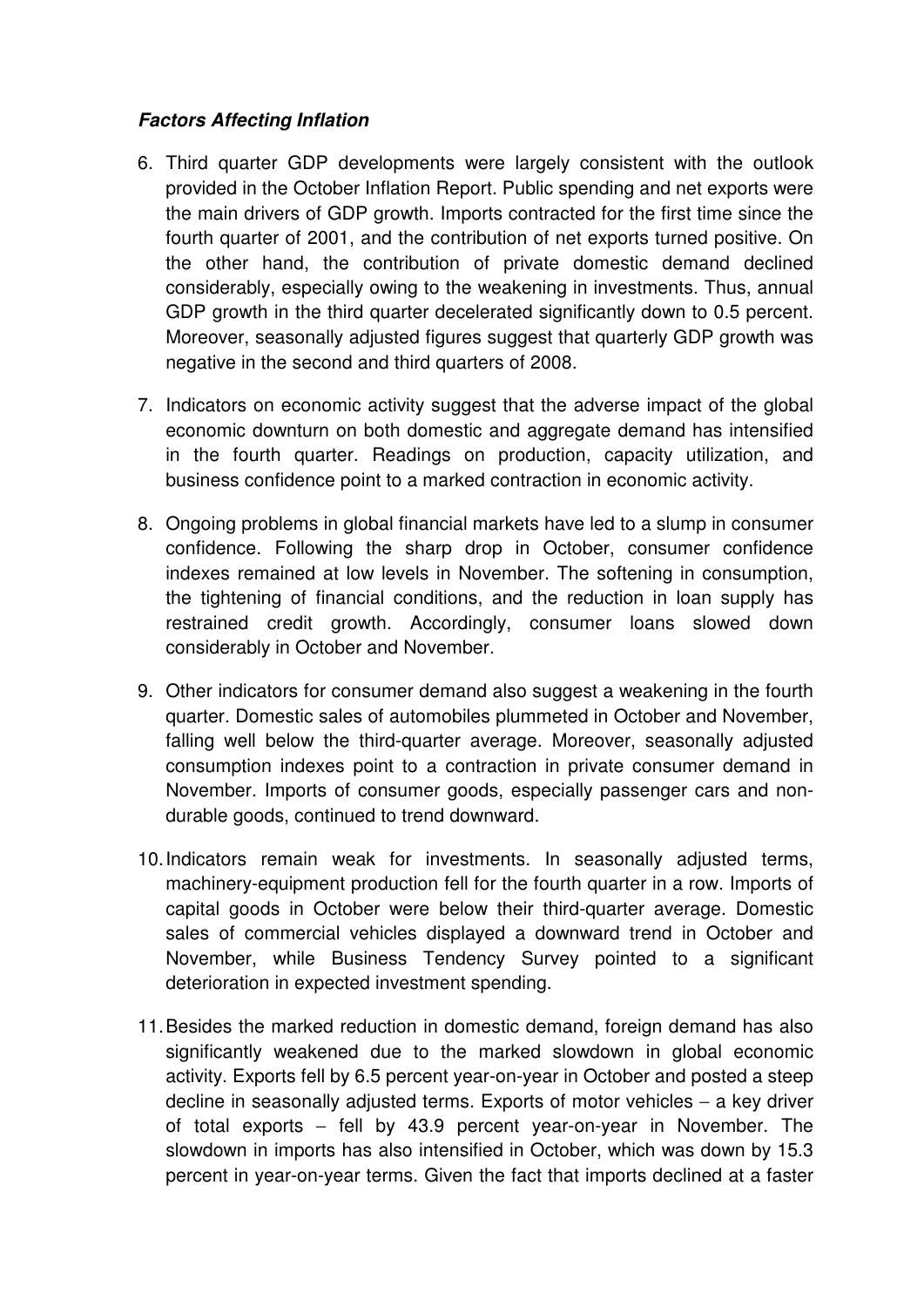***Factors Affecting Inflation***

6. Third quarter GDP developments were largely consistent with the outlook provided in the October Inflation Report. Public spending and net exports were the main drivers of GDP growth. Imports contracted for the first time since the fourth quarter of 2001, and the contribution of net exports turned positive. On the other hand, the contribution of private domestic demand declined considerably, especially owing to the weakening in investments. Thus, annual GDP growth in the third quarter decelerated significantly down to 0.5 percent. Moreover, seasonally adjusted figures suggest that quarterly GDP growth was negative in the second and third quarters of 2008.

7. Indicators on economic activity suggest that the adverse impact of the global economic downturn on both domestic and aggregate demand has intensified in the fourth quarter. Readings on production, capacity utilization, and business confidence point to a marked contraction in economic activity.

8. Ongoing problems in global financial markets have led to a slump in consumer confidence. Following the sharp drop in October, consumer confidence indexes remained at low levels in November. The softening in consumption, the tightening of financial conditions, and the reduction in loan supply has restrained credit growth. Accordingly, consumer loans slowed down considerably in October and November.

9. Other indicators for consumer demand also suggest a weakening in the fourth quarter. Domestic sales of automobiles plummeted in October and November, falling well below the third-quarter average. Moreover, seasonally adjusted consumption indexes point to a contraction in private consumer demand in November. Imports of consumer goods, especially passenger cars and non-durable goods, continued to trend downward.

10. Indicators remain weak for investments. In seasonally adjusted terms, machinery-equipment production fell for the fourth quarter in a row. Imports of capital goods in October were below their third-quarter average. Domestic sales of commercial vehicles displayed a downward trend in October and November, while Business Tendency Survey pointed to a significant deterioration in expected investment spending.

11. Besides the marked reduction in domestic demand, foreign demand has also significantly weakened due to the marked slowdown in global economic activity. Exports fell by 6.5 percent year-on-year in October and posted a steep decline in seasonally adjusted terms. Exports of motor vehicles – a key driver of total exports – fell by 43.9 percent year-on-year in November. The slowdown in imports has also intensified in October, which was down by 15.3 percent in year-on-year terms. Given the fact that imports declined at a faster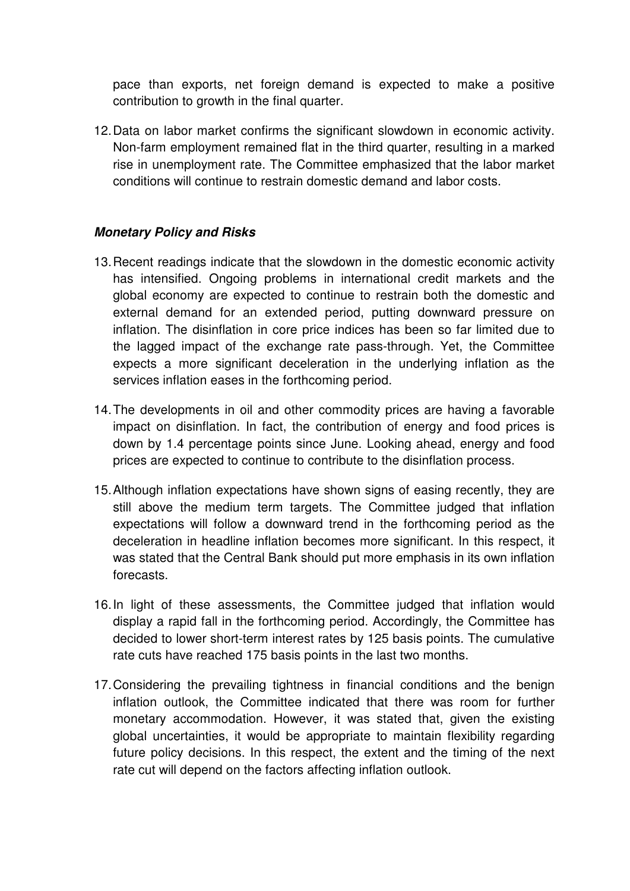pace than exports, net foreign demand is expected to make a positive contribution to growth in the final quarter.

12. Data on labor market confirms the significant slowdown in economic activity. Non-farm employment remained flat in the third quarter, resulting in a marked rise in unemployment rate. The Committee emphasized that the labor market conditions will continue to restrain domestic demand and labor costs.

***Monetary Policy and Risks***

13. Recent readings indicate that the slowdown in the domestic economic activity has intensified. Ongoing problems in international credit markets and the global economy are expected to continue to restrain both the domestic and external demand for an extended period, putting downward pressure on inflation. The disinflation in core price indices has been so far limited due to the lagged impact of the exchange rate pass-through. Yet, the Committee expects a more significant deceleration in the underlying inflation as the services inflation eases in the forthcoming period.

14. The developments in oil and other commodity prices are having a favorable impact on disinflation. In fact, the contribution of energy and food prices is down by 1.4 percentage points since June. Looking ahead, energy and food prices are expected to continue to contribute to the disinflation process.

15. Although inflation expectations have shown signs of easing recently, they are still above the medium term targets. The Committee judged that inflation expectations will follow a downward trend in the forthcoming period as the deceleration in headline inflation becomes more significant. In this respect, it was stated that the Central Bank should put more emphasis in its own inflation forecasts.

16. In light of these assessments, the Committee judged that inflation would display a rapid fall in the forthcoming period. Accordingly, the Committee has decided to lower short-term interest rates by 125 basis points. The cumulative rate cuts have reached 175 basis points in the last two months.

17. Considering the prevailing tightness in financial conditions and the benign inflation outlook, the Committee indicated that there was room for further monetary accommodation. However, it was stated that, given the existing global uncertainties, it would be appropriate to maintain flexibility regarding future policy decisions. In this respect, the extent and the timing of the next rate cut will depend on the factors affecting inflation outlook.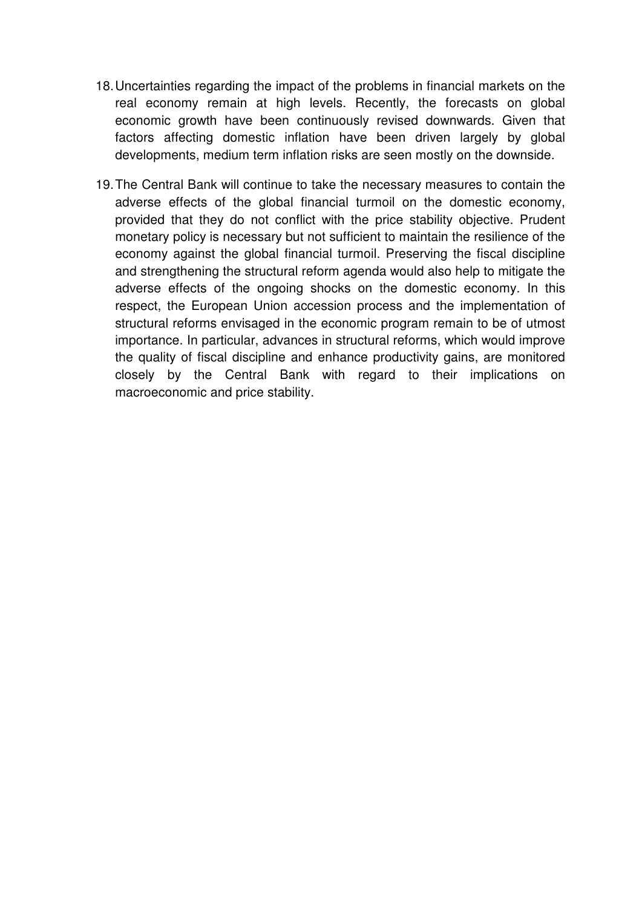18. Uncertainties regarding the impact of the problems in financial markets on the real economy remain at high levels. Recently, the forecasts on global economic growth have been continuously revised downwards. Given that factors affecting domestic inflation have been driven largely by global developments, medium term inflation risks are seen mostly on the downside.

19. The Central Bank will continue to take the necessary measures to contain the adverse effects of the global financial turmoil on the domestic economy, provided that they do not conflict with the price stability objective. Prudent monetary policy is necessary but not sufficient to maintain the resilience of the economy against the global financial turmoil. Preserving the fiscal discipline and strengthening the structural reform agenda would also help to mitigate the adverse effects of the ongoing shocks on the domestic economy. In this respect, the European Union accession process and the implementation of structural reforms envisaged in the economic program remain to be of utmost importance. In particular, advances in structural reforms, which would improve the quality of fiscal discipline and enhance productivity gains, are monitored closely by the Central Bank with regard to their implications on macroeconomic and price stability.